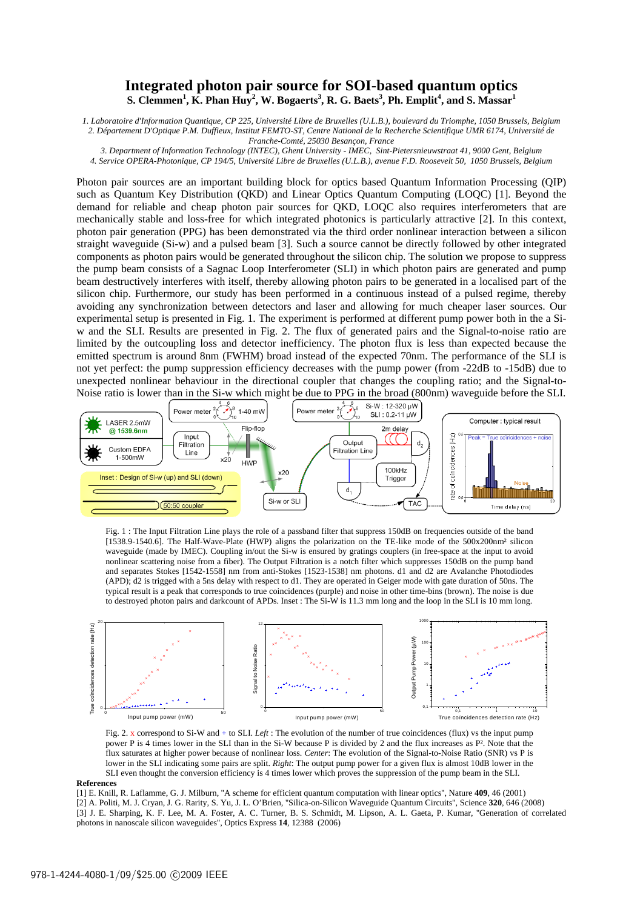# Integrated photon pair source for SOI-based quantum optics

**S. Clemmen[1], K. Phan Huy[2], W. Bogaerts[3], R. G. Baets[3], Ph. Emplit[4], and S. Massar[1]**

*1. Laboratoire d'Information Quantique, CP 225, Université Libre de Bruxelles (U.L.B.), boulevard du Triomphe, 1050 Brussels, Belgium*
*2. Département D'Optique P.M. Duffieux, Institut FEMTO-ST, Centre National de la Recherche Scientifique UMR 6174, Université de Franche-Comté, 25030 Besançon, France*
*3. Department of Information Technology (INTEC), Ghent University - IMEC, Sint-Pietersnieuwstraat 41, 9000 Gent, Belgium*
*4. Service OPERA-Photonique, CP 194/5, Université Libre de Bruxelles (U.L.B.), avenue F.D. Roosevelt 50, 1050 Brussels, Belgium*

Photon pair sources are an important building block for optics based Quantum Information Processing (QIP) such as Quantum Key Distribution (QKD) and Linear Optics Quantum Computing (LOQC) [1]. Beyond the demand for reliable and cheap photon pair sources for QKD, LOQC also requires interferometers that are mechanically stable and loss-free for which integrated photonics is particularly attractive [2]. In this context, photon pair generation (PPG) has been demonstrated via the third order nonlinear interaction between a silicon straight waveguide (Si-w) and a pulsed beam [3]. Such a source cannot be directly followed by other integrated components as photon pairs would be generated throughout the silicon chip. The solution we propose to suppress the pump beam consists of a Sagnac Loop Interferometer (SLI) in which photon pairs are generated and pump beam destructively interferes with itself, thereby allowing photon pairs to be generated in a localised part of the silicon chip. Furthermore, our study has been performed in a continuous instead of a pulsed regime, thereby avoiding any synchronization between detectors and laser and allowing for much cheaper laser sources. Our experimental setup is presented in Fig. 1. The experiment is performed at different pump power both in the a Si-w and the SLI. Results are presented in Fig. 2. The flux of generated pairs and the Signal-to-noise ratio are limited by the outcoupling loss and detector inefficiency. The photon flux is less than expected because the emitted spectrum is around 8nm (FWHM) broad instead of the expected 70nm. The performance of the SLI is not yet perfect: the pump suppression efficiency decreases with the pump power (from -22dB to -15dB) due to unexpected nonlinear behaviour in the directional coupler that changes the coupling ratio; and the Signal-to-Noise ratio is lower than in the Si-w which might be due to PPG in the broad (800nm) waveguide before the SLI.

Fig. 1 : The Input Filtration Line plays the role of a passband filter that suppress 150dB on frequencies outside of the band [1538.9-1540.6]. The Half-Wave-Plate (HWP) aligns the polarization on the TE-like mode of the 500x200nm² silicon waveguide (made by IMEC). Coupling in/out the Si-w is ensured by gratings couplers (in free-space at the input to avoid nonlinear scattering noise from a fiber). The Output Filtration is a notch filter which suppresses 150dB on the pump band and separates Stokes [1542-1558] nm from anti-Stokes [1523-1538] nm photons. d1 and d2 are Avalanche Photodiodes (APD); d2 is trigged with a 5ns delay with respect to d1. They are operated in Geiger mode with gate duration of 50ns. The typical result is a peak that corresponds to true coincidences (purple) and noise in other time-bins (brown). The noise is due to destroyed photon pairs and darkcount of APDs. Inset : The Si-W is 11.3 mm long and the loop in the SLI is 10 mm long.

Fig. 2. x correspond to Si-W and + to SLI. *Left* : The evolution of the number of true coincidences (flux) vs the input pump power P is 4 times lower in the SLI than in the Si-W because P is divided by 2 and the flux increases as P². Note that the flux saturates at higher power because of nonlinear loss. *Center*: The evolution of the Signal-to-Noise Ratio (SNR) vs P is lower in the SLI indicating some pairs are split. *Right*: The output pump power for a given flux is almost 10dB lower in the SLI even thought the conversion efficiency is 4 times lower which proves the suppression of the pump beam in the SLI.

**References**

[1] E. Knill, R. Laflamme, G. J. Milburn, "A scheme for efficient quantum computation with linear optics", Nature **409**, 46 (2001)
[2] A. Politi, M. J. Cryan, J. G. Rarity, S. Yu, J. L. O'Brien, "Silica-on-Silicon Waveguide Quantum Circuits", Science **320**, 646 (2008)
[3] J. E. Sharping, K. F. Lee, M. A. Foster, A. C. Turner, B. S. Schmidt, M. Lipson, A. L. Gaeta, P. Kumar, "Generation of correlated photons in nanoscale silicon waveguides", Optics Express **14**, 12388 (2006)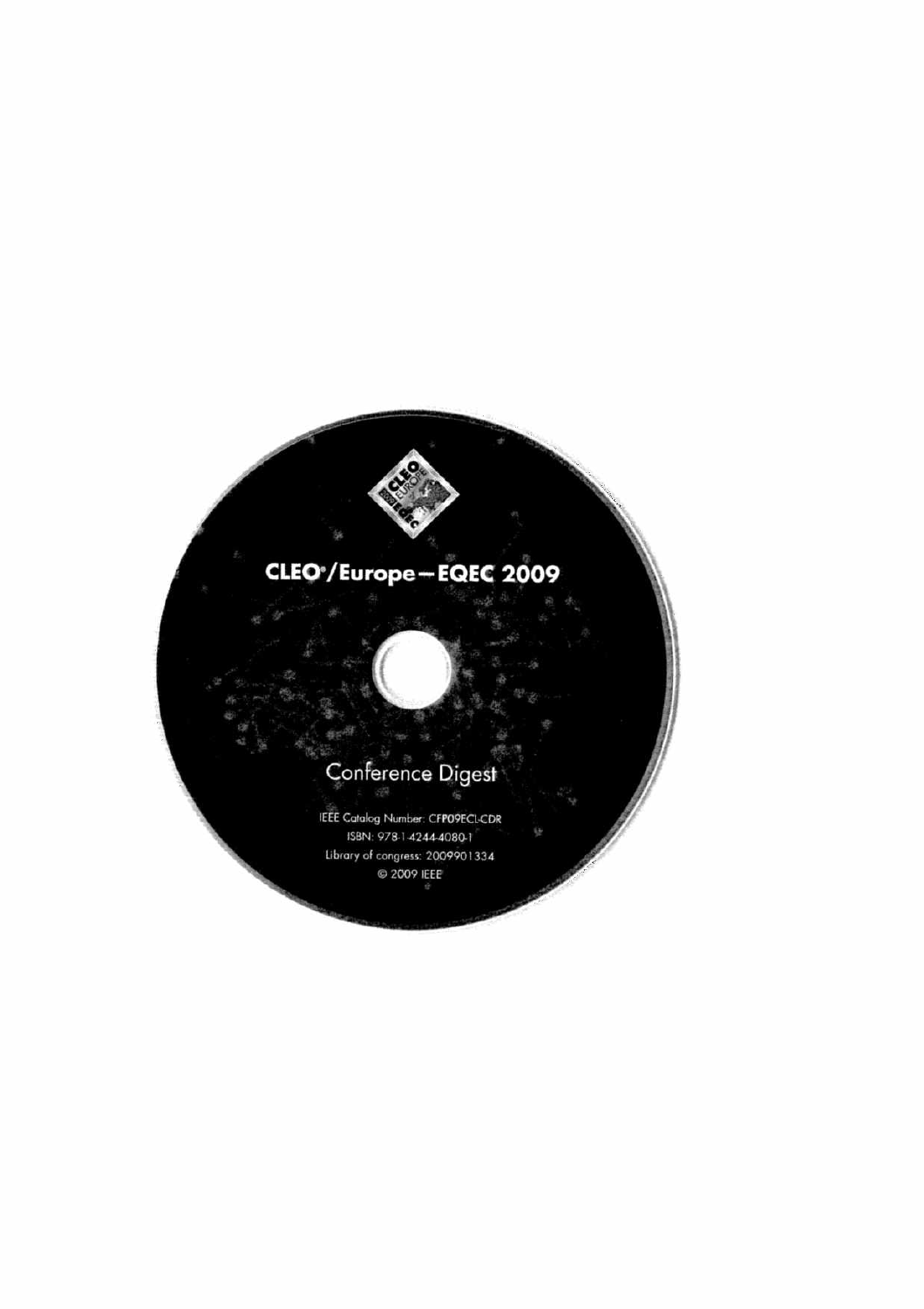CLEO®/Europe—EQEC 2009

Conference Digest

IEEE Catalog Number: CFP09ECL-CDR

ISBN: 978-1-4244-4080-1

Library of congress: 2009901334

© 2009 IEEE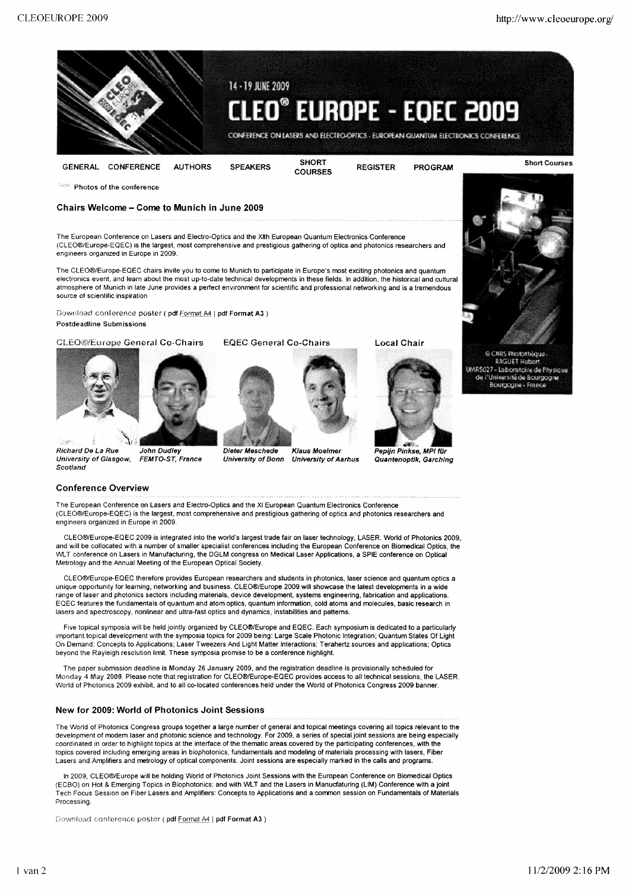14 - 19 JUNE 2009

# CLEO® EUROPE - EQEC 2009

CONFERENCE ON LASERS AND ELECTRO-OPTICS - EUROPEAN QUANTUM ELECTRONICS CONFERENCE

GENERAL CONFERENCE AUTHORS SPEAKERS SHORT COURSES REGISTER PROGRAM

Short Courses

Photos of the conference

## Chairs Welcome – Come to Munich in June 2009

The European Conference on Lasers and Electro-Optics and the XIth European Quantum Electronics Conference (CLEO®/Europe-EQEC) is the largest, most comprehensive and prestigious gathering of optics and photonics researchers and engineers organized in Europe in 2009.

The CLEO®/Europe-EQEC chairs invite you to come to Munich to participate in Europe's most exciting photonics and quantum electronics event, and learn about the most up-to-date technical developments in these fields. In addition, the historical and cultural atmosphere of Munich in late June provides a perfect environment for scientific and professional networking and is a tremendous source of scientific inspiration

Download conference poster ( pdf Format A4 | pdf **Format A3** )

**Postdeadline Submissions**

CLEO®/Europe General Co-Chairs

*Richard De La Rue, University of Glasgow, Scotland*

*John Dudley, FEMTO-ST, France*

EQEC General Co-Chairs

*Dieter Meschede, University of Bonn*

*Klaus Moelmer, University of Aarhus*

Local Chair

*Pepijn Pinkse, MPI für Quantenoptik, Garching*

© CNRS Photothèque - RAGUET Hubert UMR5027 - Laboratoire de Physique de l'Université de Bourgogne Bourgogne - France

### Conference Overview

The European Conference on Lasers and Electro-Optics and the XI European Quantum Electronics Conference (CLEO®/Europe-EQEC) is the largest, most comprehensive and prestigious gathering of optics and photonics researchers and engineers organized in Europe in 2009.

CLEO®/Europe-EQEC 2009 is integrated into the world's largest trade fair on laser technology, LASER. World of Photonics 2009, and will be collocated with a number of smaller specialist conferences including the European Conference on Biomedical Optics, the WLT conference on Lasers in Manufacturing, the DGLM congress on Medical Laser Applications, a SPIE conference on Optical Metrology and the Annual Meeting of the European Optical Society.

CLEO®/Europe-EQEC therefore provides European researchers and students in photonics, laser science and quantum optics a unique opportunity for learning, networking and business. CLEO®/Europe 2009 will showcase the latest developments in a wide range of laser and photonics sectors including materials, device development, systems engineering, fabrication and applications. EQEC features the fundamentals of quantum and atom optics, quantum information, cold atoms and molecules, basic research in lasers and spectroscopy, nonlinear and ultra-fast optics and dynamics, instabilities and patterns.

Five topical symposia will be held jointly organized by CLEO®/Europe and EQEC. Each symposium is dedicated to a particularly important topical development with the symposia topics for 2009 being: Large Scale Photonic Integration; Quantum States Of Light On Demand: Concepts to Applications; Laser Tweezers And Light Matter Interactions; Terahertz sources and applications; Optics beyond the Rayleigh resolution limit. These symposia promise to be a conference highlight.

The paper submission deadline is Monday 26 January 2009, and the registration deadline is provisionally scheduled for Monday 4 May 2009. Please note that registration for CLEO®/Europe-EQEC provides access to all technical sessions, the LASER. World of Photonics 2009 exhibit, and to all co-located conferences held under the World of Photonics Congress 2009 banner.

### New for 2009: World of Photonics Joint Sessions

The World of Photonics Congress groups together a large number of general and topical meetings covering all topics relevant to the development of modern laser and photonic science and technology. For 2009, a series of special joint sessions are being especially coordinated in order to highlight topics at the interface of the thematic areas covered by the participating conferences, with the topics covered including emerging areas in biophotonics, fundamentals and modeling of materials processing with lasers, Fiber Lasers and Amplifiers and metrology of optical components. Joint sessions are especially marked in the calls and programs.

In 2009, CLEO®/Europe will be holding World of Photonics Joint Sessions with the European Conference on Biomedical Optics (ECBO) on Hot & Emerging Topics in Biophotonics; and with WLT and the Lasers in Manucfaturing (LIM) Conference with a joint Tech Focus Session on Fiber Lasers and Amplifiers: Concepts to Applications and a common session on Fundamentals of Materials Processing.

Download conference poster ( pdf Format A4 | pdf **Format A3** )